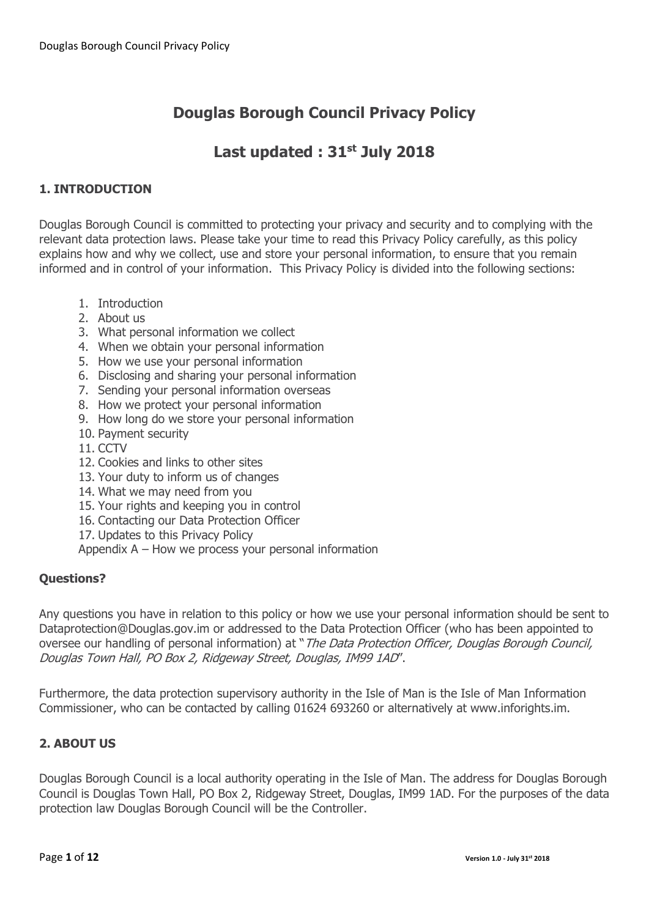# Douglas Borough Council Privacy Policy

## Last updated : 31st July 2018

### 1. INTRODUCTION

Douglas Borough Council is committed to protecting your privacy and security and to complying with the relevant data protection laws. Please take your time to read this Privacy Policy carefully, as this policy explains how and why we collect, use and store your personal information, to ensure that you remain informed and in control of your information. This Privacy Policy is divided into the following sections:

1. Introduction
2. About us
3. What personal information we collect
4. When we obtain your personal information
5. How we use your personal information
6. Disclosing and sharing your personal information
7. Sending your personal information overseas
8. How we protect your personal information
9. How long do we store your personal information
10. Payment security
11. CCTV
12. Cookies and links to other sites
13. Your duty to inform us of changes
14. What we may need from you
15. Your rights and keeping you in control
16. Contacting our Data Protection Officer
17. Updates to this Privacy Policy

Appendix A – How we process your personal information

**Questions?**

Any questions you have in relation to this policy or how we use your personal information should be sent to Dataprotection@Douglas.gov.im or addressed to the Data Protection Officer (who has been appointed to oversee our handling of personal information) at "*The Data Protection Officer, Douglas Borough Council, Douglas Town Hall, PO Box 2, Ridgeway Street, Douglas, IM99 1AD*".

Furthermore, the data protection supervisory authority in the Isle of Man is the Isle of Man Information Commissioner, who can be contacted by calling 01624 693260 or alternatively at www.inforights.im.

### 2. ABOUT US

Douglas Borough Council is a local authority operating in the Isle of Man. The address for Douglas Borough Council is Douglas Town Hall, PO Box 2, Ridgeway Street, Douglas, IM99 1AD. For the purposes of the data protection law Douglas Borough Council will be the Controller.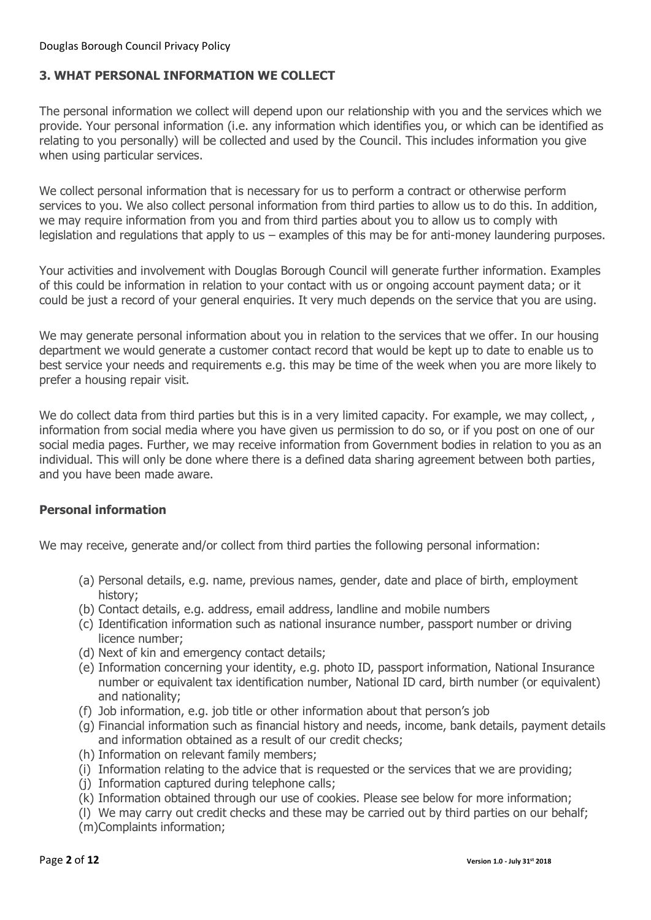## 3. WHAT PERSONAL INFORMATION WE COLLECT

The personal information we collect will depend upon our relationship with you and the services which we provide. Your personal information (i.e. any information which identifies you, or which can be identified as relating to you personally) will be collected and used by the Council. This includes information you give when using particular services.

We collect personal information that is necessary for us to perform a contract or otherwise perform services to you. We also collect personal information from third parties to allow us to do this. In addition, we may require information from you and from third parties about you to allow us to comply with legislation and regulations that apply to us – examples of this may be for anti-money laundering purposes.

Your activities and involvement with Douglas Borough Council will generate further information. Examples of this could be information in relation to your contact with us or ongoing account payment data; or it could be just a record of your general enquiries. It very much depends on the service that you are using.

We may generate personal information about you in relation to the services that we offer. In our housing department we would generate a customer contact record that would be kept up to date to enable us to best service your needs and requirements e.g. this may be time of the week when you are more likely to prefer a housing repair visit.

We do collect data from third parties but this is in a very limited capacity. For example, we may collect, , information from social media where you have given us permission to do so, or if you post on one of our social media pages. Further, we may receive information from Government bodies in relation to you as an individual. This will only be done where there is a defined data sharing agreement between both parties, and you have been made aware.

### Personal information

We may receive, generate and/or collect from third parties the following personal information:

(a) Personal details, e.g. name, previous names, gender, date and place of birth, employment history;
(b) Contact details, e.g. address, email address, landline and mobile numbers
(c) Identification information such as national insurance number, passport number or driving licence number;
(d) Next of kin and emergency contact details;
(e) Information concerning your identity, e.g. photo ID, passport information, National Insurance number or equivalent tax identification number, National ID card, birth number (or equivalent) and nationality;
(f) Job information, e.g. job title or other information about that person's job
(g) Financial information such as financial history and needs, income, bank details, payment details and information obtained as a result of our credit checks;
(h) Information on relevant family members;
(i) Information relating to the advice that is requested or the services that we are providing;
(j) Information captured during telephone calls;
(k) Information obtained through our use of cookies. Please see below for more information;
(l) We may carry out credit checks and these may be carried out by third parties on our behalf;
(m) Complaints information;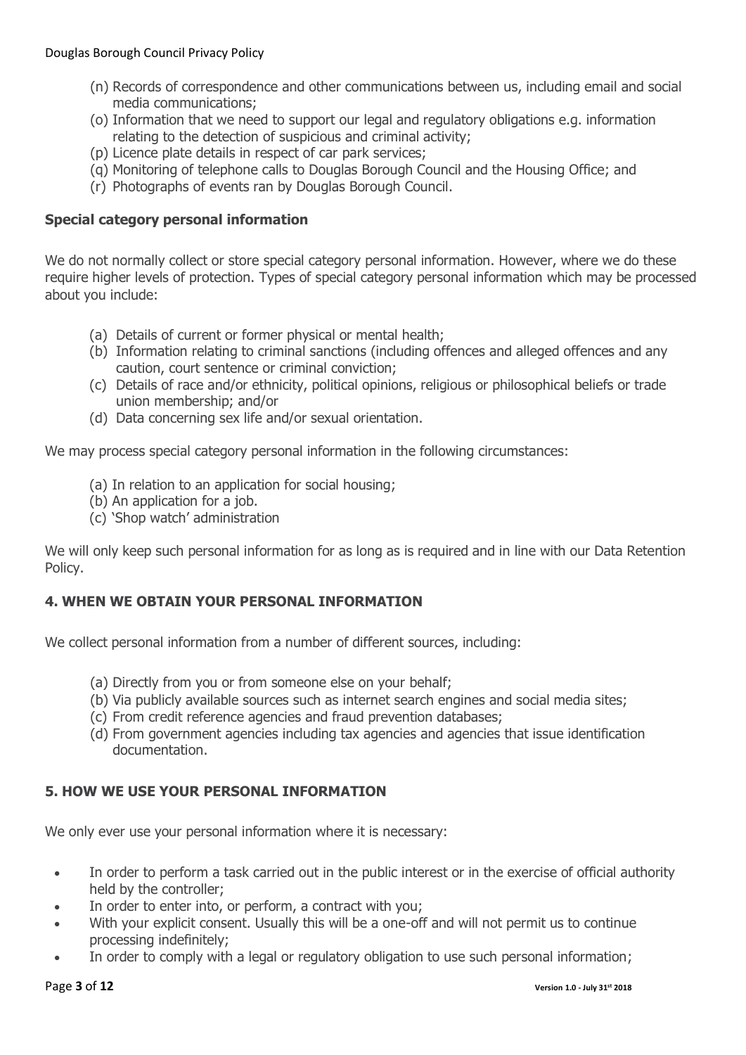(n) Records of correspondence and other communications between us, including email and social media communications;
(o) Information that we need to support our legal and regulatory obligations e.g. information relating to the detection of suspicious and criminal activity;
(p) Licence plate details in respect of car park services;
(q) Monitoring of telephone calls to Douglas Borough Council and the Housing Office; and
(r) Photographs of events ran by Douglas Borough Council.

**Special category personal information**

We do not normally collect or store special category personal information. However, where we do these require higher levels of protection. Types of special category personal information which may be processed about you include:

(a) Details of current or former physical or mental health;
(b) Information relating to criminal sanctions (including offences and alleged offences and any caution, court sentence or criminal conviction;
(c) Details of race and/or ethnicity, political opinions, religious or philosophical beliefs or trade union membership; and/or
(d) Data concerning sex life and/or sexual orientation.

We may process special category personal information in the following circumstances:

(a) In relation to an application for social housing;
(b) An application for a job.
(c) 'Shop watch' administration

We will only keep such personal information for as long as is required and in line with our Data Retention Policy.

## 4. WHEN WE OBTAIN YOUR PERSONAL INFORMATION

We collect personal information from a number of different sources, including:

(a) Directly from you or from someone else on your behalf;
(b) Via publicly available sources such as internet search engines and social media sites;
(c) From credit reference agencies and fraud prevention databases;
(d) From government agencies including tax agencies and agencies that issue identification documentation.

## 5. HOW WE USE YOUR PERSONAL INFORMATION

We only ever use your personal information where it is necessary:

- In order to perform a task carried out in the public interest or in the exercise of official authority held by the controller;
- In order to enter into, or perform, a contract with you;
- With your explicit consent. Usually this will be a one-off and will not permit us to continue processing indefinitely;
- In order to comply with a legal or regulatory obligation to use such personal information;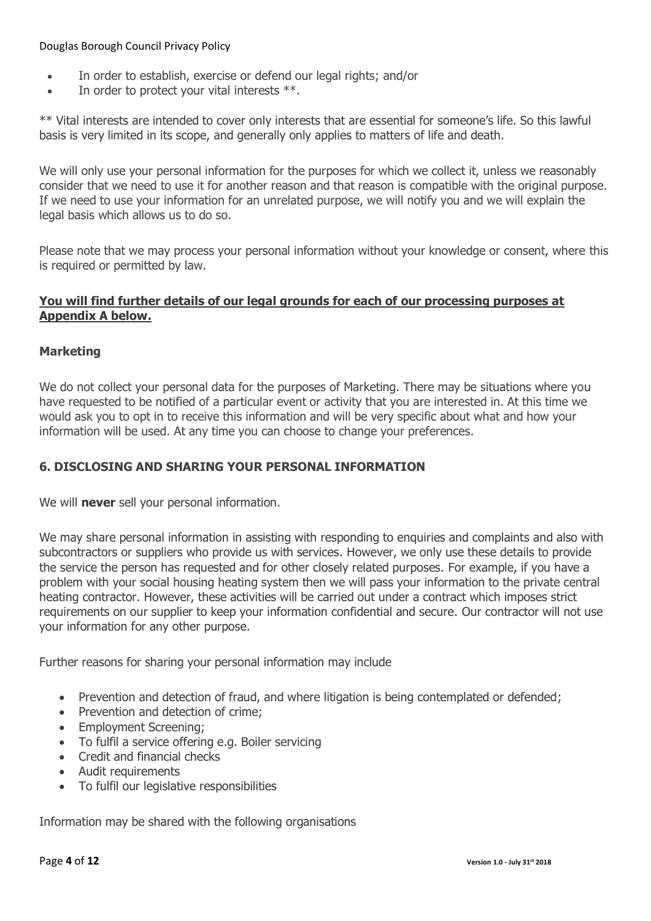- In order to establish, exercise or defend our legal rights; and/or
- In order to protect your vital interests **.

** Vital interests are intended to cover only interests that are essential for someone's life. So this lawful basis is very limited in its scope, and generally only applies to matters of life and death.

We will only use your personal information for the purposes for which we collect it, unless we reasonably consider that we need to use it for another reason and that reason is compatible with the original purpose. If we need to use your information for an unrelated purpose, we will notify you and we will explain the legal basis which allows us to do so.

Please note that we may process your personal information without your knowledge or consent, where this is required or permitted by law.

**You will find further details of our legal grounds for each of our processing purposes at Appendix A below.**

### Marketing

We do not collect your personal data for the purposes of Marketing. There may be situations where you have requested to be notified of a particular event or activity that you are interested in. At this time we would ask you to opt in to receive this information and will be very specific about what and how your information will be used. At any time you can choose to change your preferences.

## 6. DISCLOSING AND SHARING YOUR PERSONAL INFORMATION

We will **never** sell your personal information.

We may share personal information in assisting with responding to enquiries and complaints and also with subcontractors or suppliers who provide us with services. However, we only use these details to provide the service the person has requested and for other closely related purposes. For example, if you have a problem with your social housing heating system then we will pass your information to the private central heating contractor. However, these activities will be carried out under a contract which imposes strict requirements on our supplier to keep your information confidential and secure. Our contractor will not use your information for any other purpose.

Further reasons for sharing your personal information may include

- Prevention and detection of fraud, and where litigation is being contemplated or defended;
- Prevention and detection of crime;
- Employment Screening;
- To fulfil a service offering e.g. Boiler servicing
- Credit and financial checks
- Audit requirements
- To fulfil our legislative responsibilities

Information may be shared with the following organisations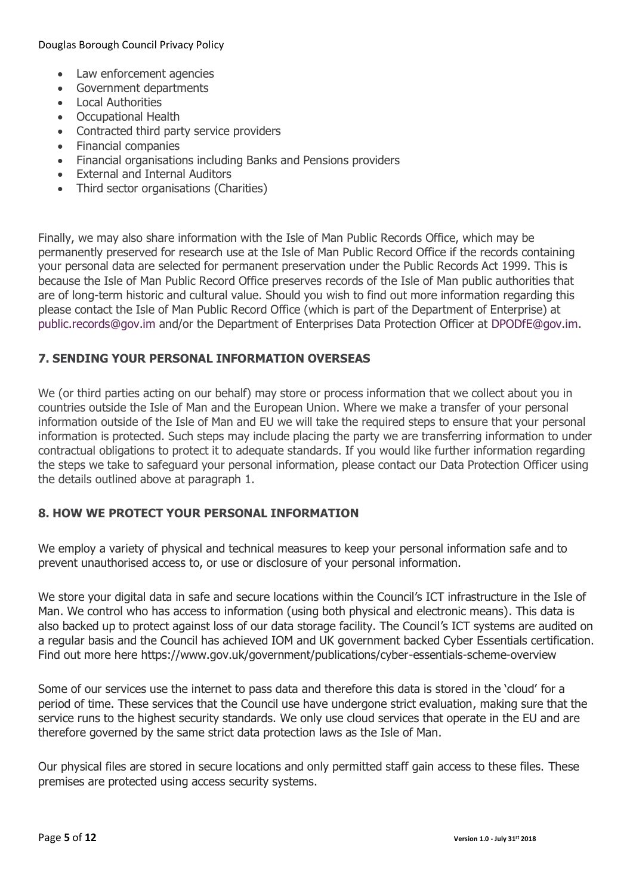- Law enforcement agencies
- Government departments
- Local Authorities
- Occupational Health
- Contracted third party service providers
- Financial companies
- Financial organisations including Banks and Pensions providers
- External and Internal Auditors
- Third sector organisations (Charities)

Finally, we may also share information with the Isle of Man Public Records Office, which may be permanently preserved for research use at the Isle of Man Public Record Office if the records containing your personal data are selected for permanent preservation under the Public Records Act 1999. This is because the Isle of Man Public Record Office preserves records of the Isle of Man public authorities that are of long-term historic and cultural value. Should you wish to find out more information regarding this please contact the Isle of Man Public Record Office (which is part of the Department of Enterprise) at public.records@gov.im and/or the Department of Enterprises Data Protection Officer at DPODfE@gov.im.

## 7. SENDING YOUR PERSONAL INFORMATION OVERSEAS

We (or third parties acting on our behalf) may store or process information that we collect about you in countries outside the Isle of Man and the European Union. Where we make a transfer of your personal information outside of the Isle of Man and EU we will take the required steps to ensure that your personal information is protected. Such steps may include placing the party we are transferring information to under contractual obligations to protect it to adequate standards. If you would like further information regarding the steps we take to safeguard your personal information, please contact our Data Protection Officer using the details outlined above at paragraph 1.

## 8. HOW WE PROTECT YOUR PERSONAL INFORMATION

We employ a variety of physical and technical measures to keep your personal information safe and to prevent unauthorised access to, or use or disclosure of your personal information.

We store your digital data in safe and secure locations within the Council's ICT infrastructure in the Isle of Man. We control who has access to information (using both physical and electronic means). This data is also backed up to protect against loss of our data storage facility. The Council's ICT systems are audited on a regular basis and the Council has achieved IOM and UK government backed Cyber Essentials certification. Find out more here https://www.gov.uk/government/publications/cyber-essentials-scheme-overview

Some of our services use the internet to pass data and therefore this data is stored in the 'cloud' for a period of time. These services that the Council use have undergone strict evaluation, making sure that the service runs to the highest security standards. We only use cloud services that operate in the EU and are therefore governed by the same strict data protection laws as the Isle of Man.

Our physical files are stored in secure locations and only permitted staff gain access to these files. These premises are protected using access security systems.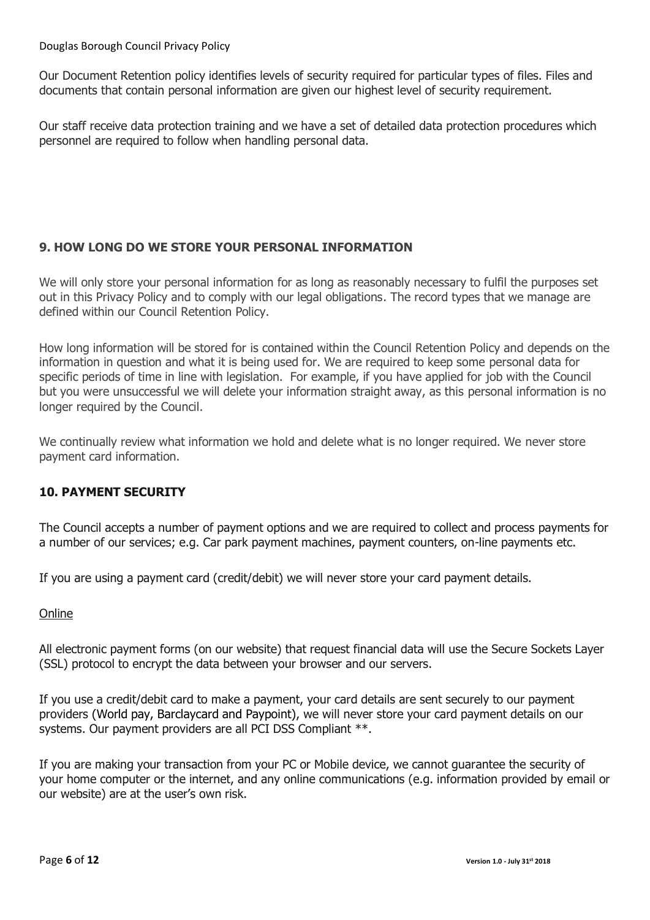Our Document Retention policy identifies levels of security required for particular types of files. Files and documents that contain personal information are given our highest level of security requirement.

Our staff receive data protection training and we have a set of detailed data protection procedures which personnel are required to follow when handling personal data.

## 9. HOW LONG DO WE STORE YOUR PERSONAL INFORMATION

We will only store your personal information for as long as reasonably necessary to fulfil the purposes set out in this Privacy Policy and to comply with our legal obligations. The record types that we manage are defined within our Council Retention Policy.

How long information will be stored for is contained within the Council Retention Policy and depends on the information in question and what it is being used for. We are required to keep some personal data for specific periods of time in line with legislation. For example, if you have applied for job with the Council but you were unsuccessful we will delete your information straight away, as this personal information is no longer required by the Council.

We continually review what information we hold and delete what is no longer required. We never store payment card information.

## 10. PAYMENT SECURITY

The Council accepts a number of payment options and we are required to collect and process payments for a number of our services; e.g. Car park payment machines, payment counters, on-line payments etc.

If you are using a payment card (credit/debit) we will never store your card payment details.

Online

All electronic payment forms (on our website) that request financial data will use the Secure Sockets Layer (SSL) protocol to encrypt the data between your browser and our servers.

If you use a credit/debit card to make a payment, your card details are sent securely to our payment providers (World pay, Barclaycard and Paypoint), we will never store your card payment details on our systems. Our payment providers are all PCI DSS Compliant **.

If you are making your transaction from your PC or Mobile device, we cannot guarantee the security of your home computer or the internet, and any online communications (e.g. information provided by email or our website) are at the user's own risk.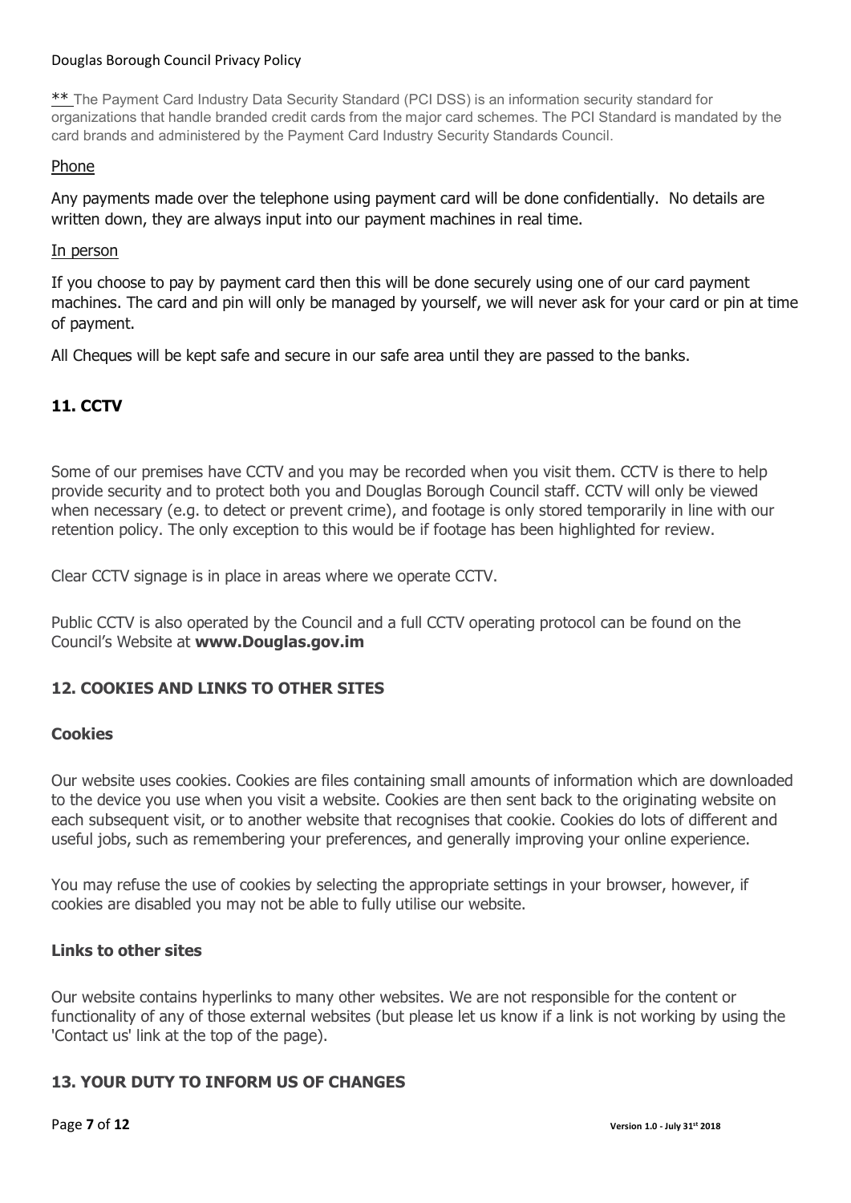** The Payment Card Industry Data Security Standard (PCI DSS) is an information security standard for organizations that handle branded credit cards from the major card schemes. The PCI Standard is mandated by the card brands and administered by the Payment Card Industry Security Standards Council.

Phone

Any payments made over the telephone using payment card will be done confidentially. No details are written down, they are always input into our payment machines in real time.

In person

If you choose to pay by payment card then this will be done securely using one of our card payment machines. The card and pin will only be managed by yourself, we will never ask for your card or pin at time of payment.

All Cheques will be kept safe and secure in our safe area until they are passed to the banks.

## 11. CCTV

Some of our premises have CCTV and you may be recorded when you visit them. CCTV is there to help provide security and to protect both you and Douglas Borough Council staff. CCTV will only be viewed when necessary (e.g. to detect or prevent crime), and footage is only stored temporarily in line with our retention policy. The only exception to this would be if footage has been highlighted for review.

Clear CCTV signage is in place in areas where we operate CCTV.

Public CCTV is also operated by the Council and a full CCTV operating protocol can be found on the Council's Website at **www.Douglas.gov.im**

## 12. COOKIES AND LINKS TO OTHER SITES

### Cookies

Our website uses cookies. Cookies are files containing small amounts of information which are downloaded to the device you use when you visit a website. Cookies are then sent back to the originating website on each subsequent visit, or to another website that recognises that cookie. Cookies do lots of different and useful jobs, such as remembering your preferences, and generally improving your online experience.

You may refuse the use of cookies by selecting the appropriate settings in your browser, however, if cookies are disabled you may not be able to fully utilise our website.

### Links to other sites

Our website contains hyperlinks to many other websites. We are not responsible for the content or functionality of any of those external websites (but please let us know if a link is not working by using the 'Contact us' link at the top of the page).

## 13. YOUR DUTY TO INFORM US OF CHANGES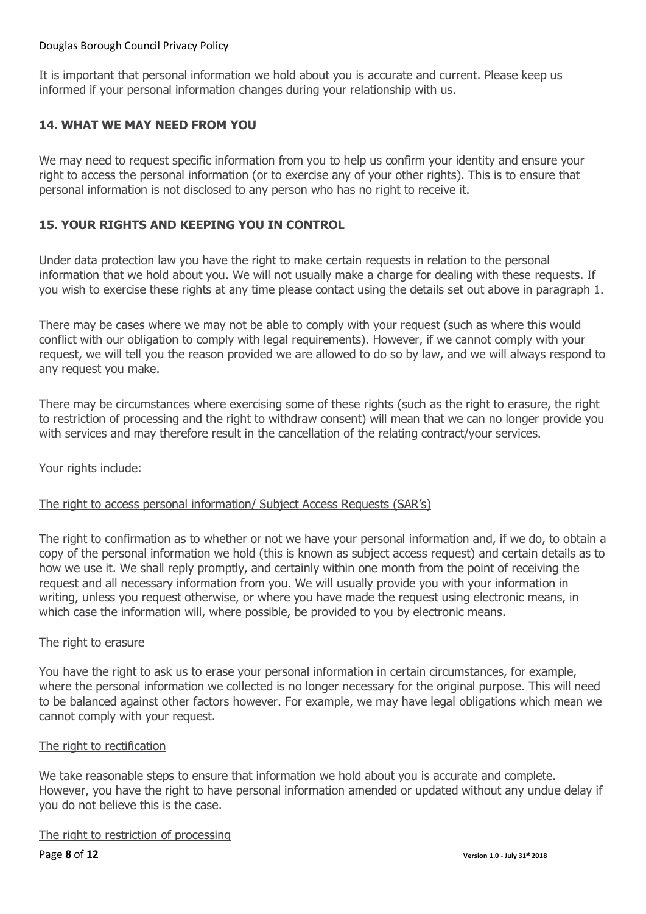It is important that personal information we hold about you is accurate and current. Please keep us informed if your personal information changes during your relationship with us.

## 14. WHAT WE MAY NEED FROM YOU

We may need to request specific information from you to help us confirm your identity and ensure your right to access the personal information (or to exercise any of your other rights). This is to ensure that personal information is not disclosed to any person who has no right to receive it.

## 15. YOUR RIGHTS AND KEEPING YOU IN CONTROL

Under data protection law you have the right to make certain requests in relation to the personal information that we hold about you. We will not usually make a charge for dealing with these requests. If you wish to exercise these rights at any time please contact using the details set out above in paragraph 1.

There may be cases where we may not be able to comply with your request (such as where this would conflict with our obligation to comply with legal requirements). However, if we cannot comply with your request, we will tell you the reason provided we are allowed to do so by law, and we will always respond to any request you make.

There may be circumstances where exercising some of these rights (such as the right to erasure, the right to restriction of processing and the right to withdraw consent) will mean that we can no longer provide you with services and may therefore result in the cancellation of the relating contract/your services.

Your rights include:

<u>The right to access personal information/ Subject Access Requests (SAR's)</u>

The right to confirmation as to whether or not we have your personal information and, if we do, to obtain a copy of the personal information we hold (this is known as subject access request) and certain details as to how we use it. We shall reply promptly, and certainly within one month from the point of receiving the request and all necessary information from you. We will usually provide you with your information in writing, unless you request otherwise, or where you have made the request using electronic means, in which case the information will, where possible, be provided to you by electronic means.

<u>The right to erasure</u>

You have the right to ask us to erase your personal information in certain circumstances, for example, where the personal information we collected is no longer necessary for the original purpose. This will need to be balanced against other factors however. For example, we may have legal obligations which mean we cannot comply with your request.

<u>The right to rectification</u>

We take reasonable steps to ensure that information we hold about you is accurate and complete. However, you have the right to have personal information amended or updated without any undue delay if you do not believe this is the case.

<u>The right to restriction of processing</u>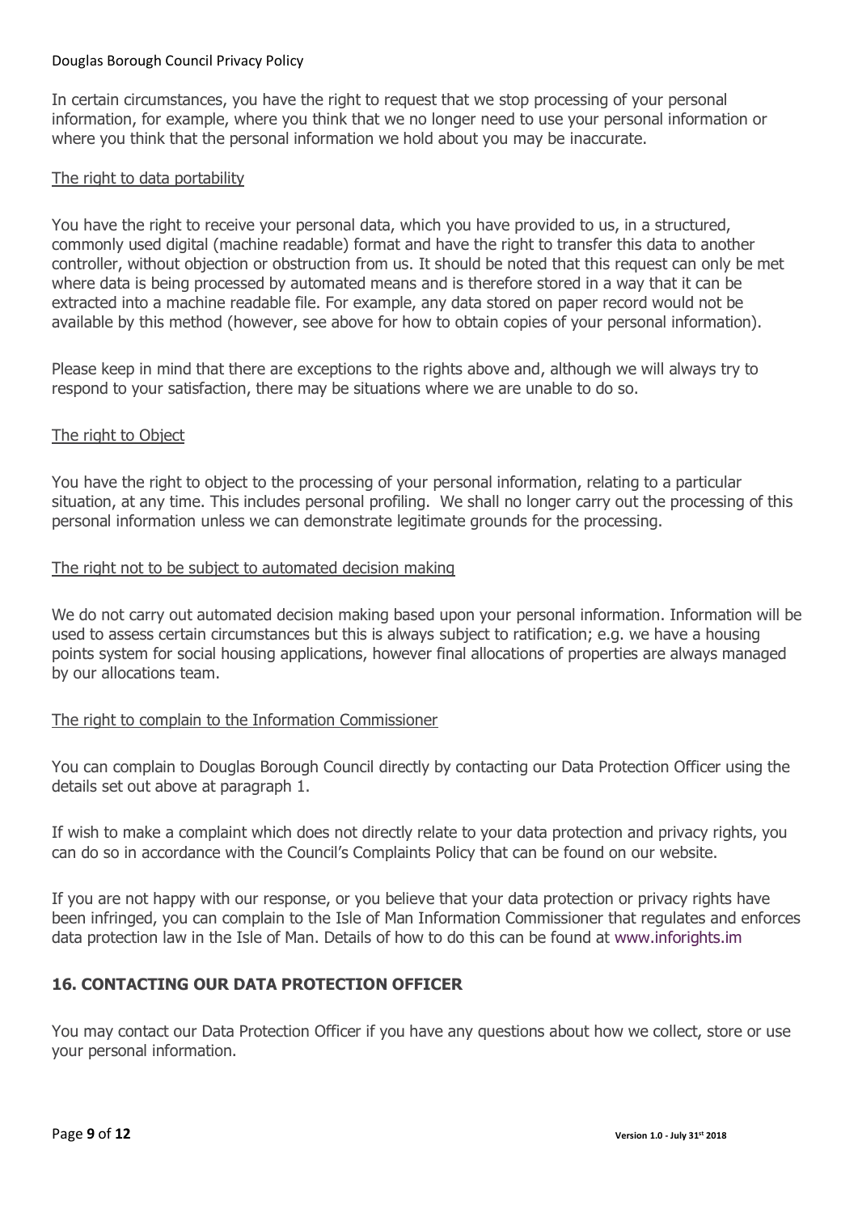In certain circumstances, you have the right to request that we stop processing of your personal information, for example, where you think that we no longer need to use your personal information or where you think that the personal information we hold about you may be inaccurate.

The right to data portability

You have the right to receive your personal data, which you have provided to us, in a structured, commonly used digital (machine readable) format and have the right to transfer this data to another controller, without objection or obstruction from us. It should be noted that this request can only be met where data is being processed by automated means and is therefore stored in a way that it can be extracted into a machine readable file. For example, any data stored on paper record would not be available by this method (however, see above for how to obtain copies of your personal information).

Please keep in mind that there are exceptions to the rights above and, although we will always try to respond to your satisfaction, there may be situations where we are unable to do so.

The right to Object

You have the right to object to the processing of your personal information, relating to a particular situation, at any time. This includes personal profiling. We shall no longer carry out the processing of this personal information unless we can demonstrate legitimate grounds for the processing.

The right not to be subject to automated decision making

We do not carry out automated decision making based upon your personal information. Information will be used to assess certain circumstances but this is always subject to ratification; e.g. we have a housing points system for social housing applications, however final allocations of properties are always managed by our allocations team.

The right to complain to the Information Commissioner

You can complain to Douglas Borough Council directly by contacting our Data Protection Officer using the details set out above at paragraph 1.

If wish to make a complaint which does not directly relate to your data protection and privacy rights, you can do so in accordance with the Council's Complaints Policy that can be found on our website.

If you are not happy with our response, or you believe that your data protection or privacy rights have been infringed, you can complain to the Isle of Man Information Commissioner that regulates and enforces data protection law in the Isle of Man. Details of how to do this can be found at www.inforights.im

## 16. CONTACTING OUR DATA PROTECTION OFFICER

You may contact our Data Protection Officer if you have any questions about how we collect, store or use your personal information.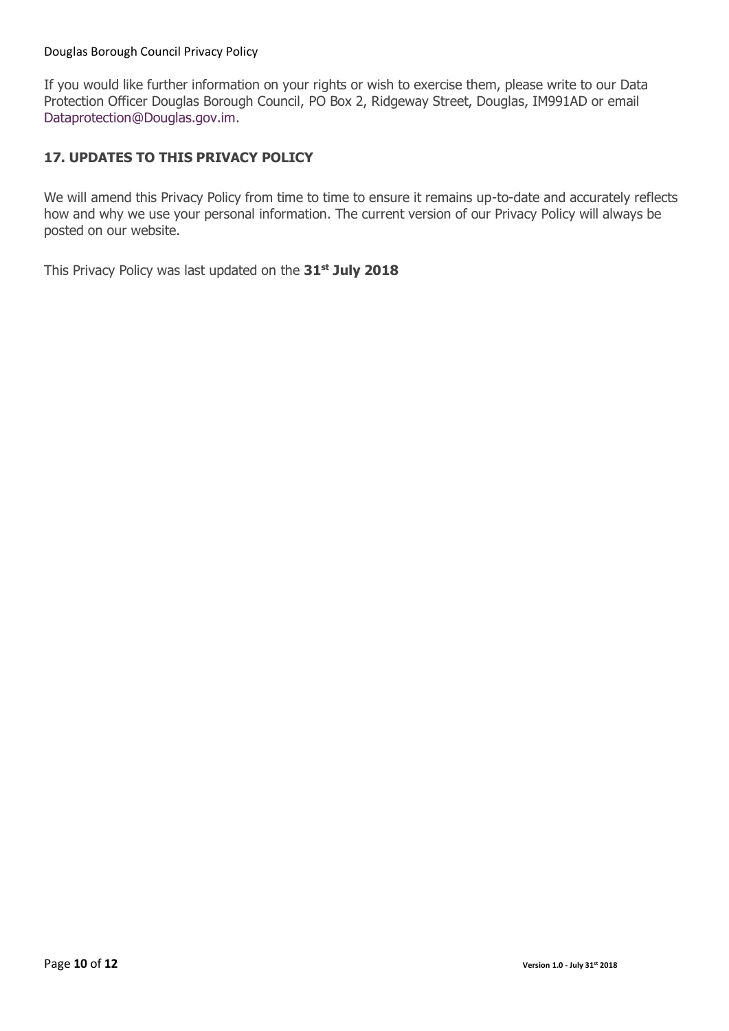If you would like further information on your rights or wish to exercise them, please write to our Data Protection Officer Douglas Borough Council, PO Box 2, Ridgeway Street, Douglas, IM991AD or email Dataprotection@Douglas.gov.im.

## 17. UPDATES TO THIS PRIVACY POLICY

We will amend this Privacy Policy from time to time to ensure it remains up-to-date and accurately reflects how and why we use your personal information. The current version of our Privacy Policy will always be posted on our website.

This Privacy Policy was last updated on the **31st July 2018**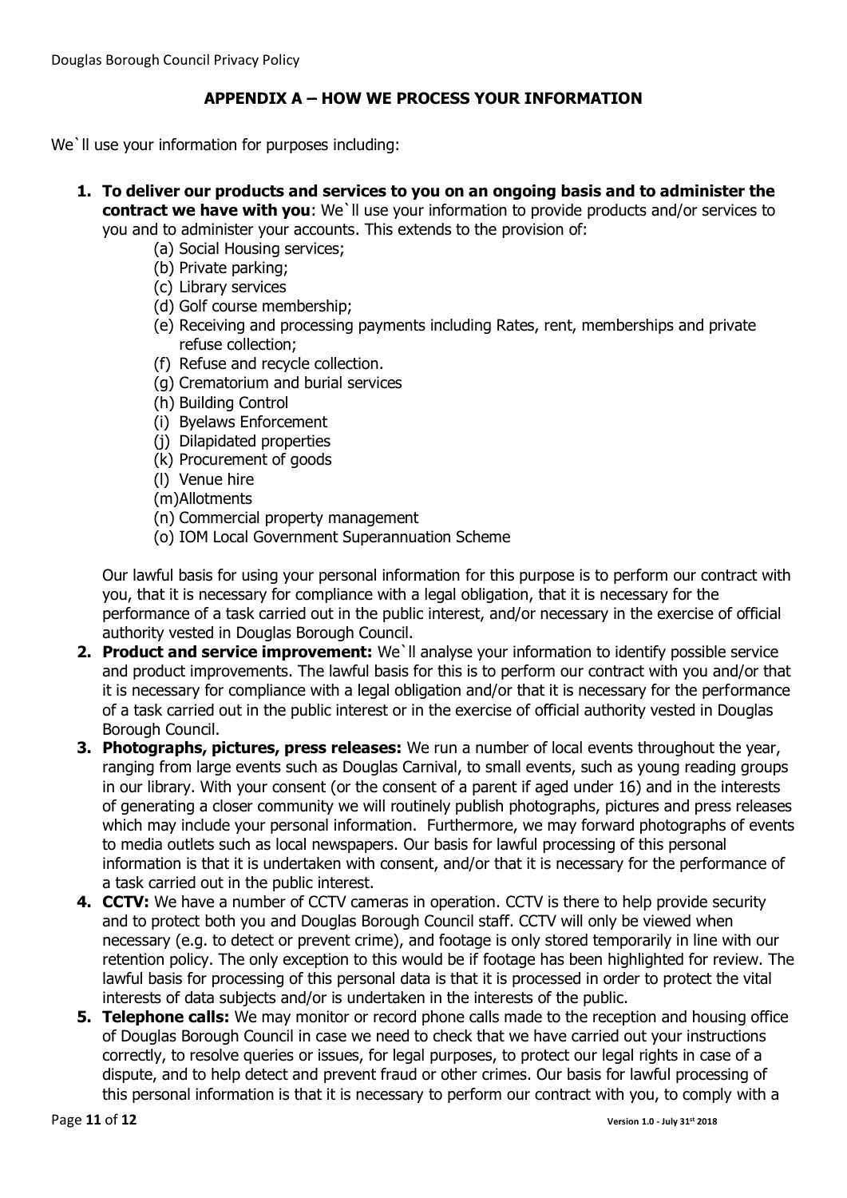## APPENDIX A – HOW WE PROCESS YOUR INFORMATION

We`ll use your information for purposes including:

1. **To deliver our products and services to you on an ongoing basis and to administer the contract we have with you**: We`ll use your information to provide products and/or services to you and to administer your accounts. This extends to the provision of:
   (a) Social Housing services;
   (b) Private parking;
   (c) Library services
   (d) Golf course membership;
   (e) Receiving and processing payments including Rates, rent, memberships and private refuse collection;
   (f) Refuse and recycle collection.
   (g) Crematorium and burial services
   (h) Building Control
   (i) Byelaws Enforcement
   (j) Dilapidated properties
   (k) Procurement of goods
   (l) Venue hire
   (m)Allotments
   (n) Commercial property management
   (o) IOM Local Government Superannuation Scheme

   Our lawful basis for using your personal information for this purpose is to perform our contract with you, that it is necessary for compliance with a legal obligation, that it is necessary for the performance of a task carried out in the public interest, and/or necessary in the exercise of official authority vested in Douglas Borough Council.

2. **Product and service improvement:** We`ll analyse your information to identify possible service and product improvements. The lawful basis for this is to perform our contract with you and/or that it is necessary for compliance with a legal obligation and/or that it is necessary for the performance of a task carried out in the public interest or in the exercise of official authority vested in Douglas Borough Council.

3. **Photographs, pictures, press releases:** We run a number of local events throughout the year, ranging from large events such as Douglas Carnival, to small events, such as young reading groups in our library. With your consent (or the consent of a parent if aged under 16) and in the interests of generating a closer community we will routinely publish photographs, pictures and press releases which may include your personal information. Furthermore, we may forward photographs of events to media outlets such as local newspapers. Our basis for lawful processing of this personal information is that it is undertaken with consent, and/or that it is necessary for the performance of a task carried out in the public interest.

4. **CCTV:** We have a number of CCTV cameras in operation. CCTV is there to help provide security and to protect both you and Douglas Borough Council staff. CCTV will only be viewed when necessary (e.g. to detect or prevent crime), and footage is only stored temporarily in line with our retention policy. The only exception to this would be if footage has been highlighted for review. The lawful basis for processing of this personal data is that it is processed in order to protect the vital interests of data subjects and/or is undertaken in the interests of the public.

5. **Telephone calls:** We may monitor or record phone calls made to the reception and housing office of Douglas Borough Council in case we need to check that we have carried out your instructions correctly, to resolve queries or issues, for legal purposes, to protect our legal rights in case of a dispute, and to help detect and prevent fraud or other crimes. Our basis for lawful processing of this personal information is that it is necessary to perform our contract with you, to comply with a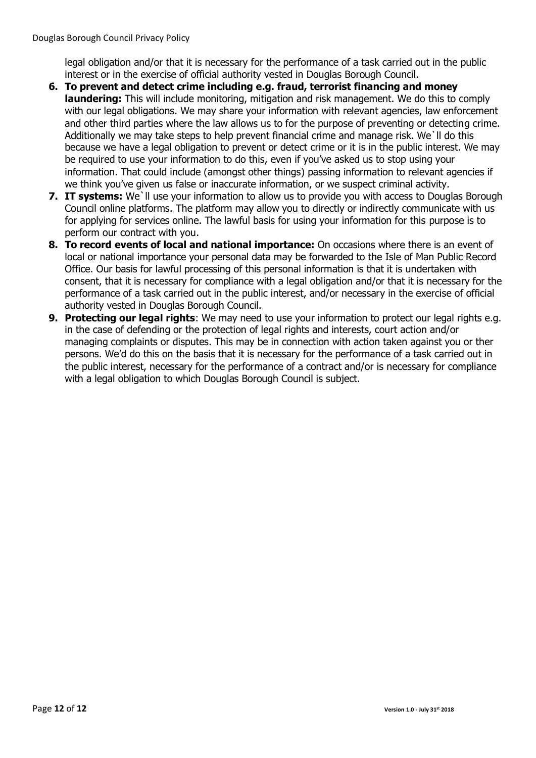legal obligation and/or that it is necessary for the performance of a task carried out in the public interest or in the exercise of official authority vested in Douglas Borough Council.

6. **To prevent and detect crime including e.g. fraud, terrorist financing and money laundering:** This will include monitoring, mitigation and risk management. We do this to comply with our legal obligations. We may share your information with relevant agencies, law enforcement and other third parties where the law allows us to for the purpose of preventing or detecting crime. Additionally we may take steps to help prevent financial crime and manage risk. We`ll do this because we have a legal obligation to prevent or detect crime or it is in the public interest. We may be required to use your information to do this, even if you've asked us to stop using your information. That could include (amongst other things) passing information to relevant agencies if we think you've given us false or inaccurate information, or we suspect criminal activity.
7. **IT systems:** We`ll use your information to allow us to provide you with access to Douglas Borough Council online platforms. The platform may allow you to directly or indirectly communicate with us for applying for services online. The lawful basis for using your information for this purpose is to perform our contract with you.
8. **To record events of local and national importance:** On occasions where there is an event of local or national importance your personal data may be forwarded to the Isle of Man Public Record Office. Our basis for lawful processing of this personal information is that it is undertaken with consent, that it is necessary for compliance with a legal obligation and/or that it is necessary for the performance of a task carried out in the public interest, and/or necessary in the exercise of official authority vested in Douglas Borough Council.
9. **Protecting our legal rights**: We may need to use your information to protect our legal rights e.g. in the case of defending or the protection of legal rights and interests, court action and/or managing complaints or disputes. This may be in connection with action taken against you or ther persons. We'd do this on the basis that it is necessary for the performance of a task carried out in the public interest, necessary for the performance of a contract and/or is necessary for compliance with a legal obligation to which Douglas Borough Council is subject.